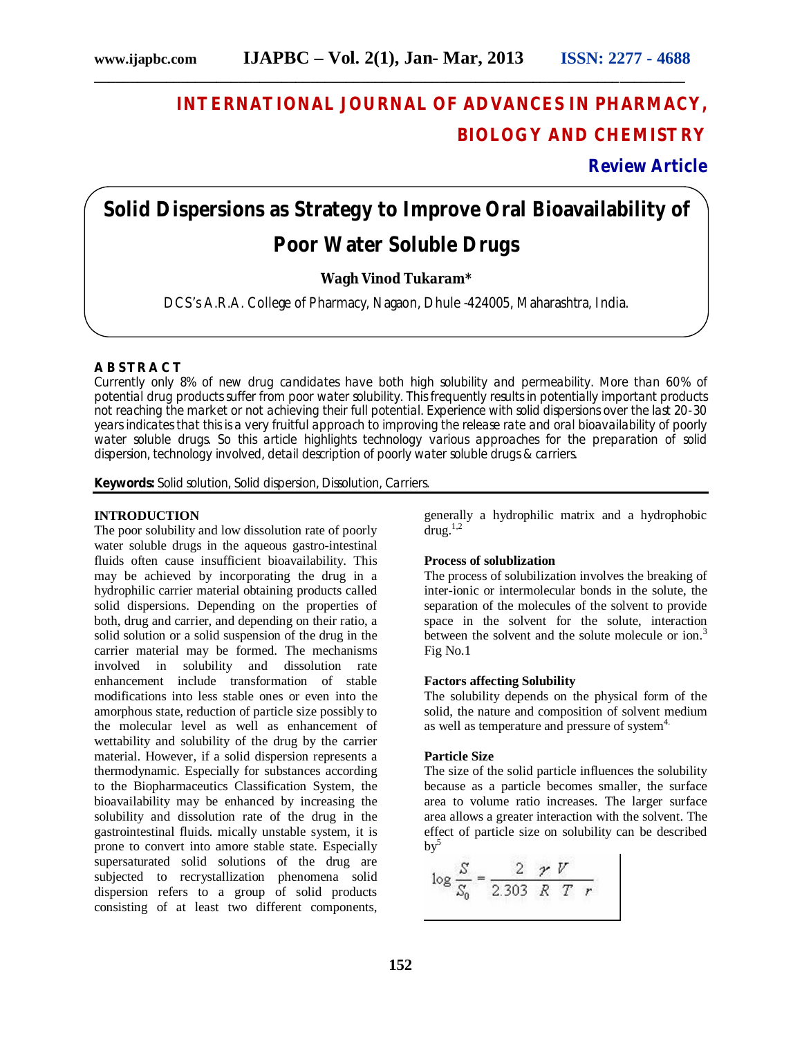# INTERNATIONAL JOURNAL OF ADVANCES IN PHARMACY, BIOLOGY AND CHEMISTRY

**Review Article**

# Solid Dispersions as Strategy to Improve Oral Bioavailability of Poor Water Soluble Drugs

**Wagh Vinod Tukaram***

DCS's A.R.A. College of Pharmacy, Nagaon, Dhule -424005, Maharashtra, India.

**ABSTRACT**

Currently only 8% of new drug candidates have both high solubility and permeability. More than 60% of potential drug products suffer from poor water solubility. This frequently results in potentially important products not reaching the market or not achieving their full potential. Experience with solid dispersions over the last 20-30 years indicates that this is a very fruitful approach to improving the release rate and oral bioavailability of poorly water soluble drugs. So this article highlights technology various approaches for the preparation of solid dispersion, technology involved, detail description of poorly water soluble drugs & carriers.

**Keywords:** Solid solution, Solid dispersion, Dissolution, Carriers.

## INTRODUCTION

The poor solubility and low dissolution rate of poorly water soluble drugs in the aqueous gastro-intestinal fluids often cause insufficient bioavailability. This may be achieved by incorporating the drug in a hydrophilic carrier material obtaining products called solid dispersions. Depending on the properties of both, drug and carrier, and depending on their ratio, a solid solution or a solid suspension of the drug in the carrier material may be formed. The mechanisms involved in solubility and dissolution rate enhancement include transformation of stable modifications into less stable ones or even into the amorphous state, reduction of particle size possibly to the molecular level as well as enhancement of wettability and solubility of the drug by the carrier material. However, if a solid dispersion represents a thermodynamic. Especially for substances according to the Biopharmaceutics Classification System, the bioavailability may be enhanced by increasing the solubility and dissolution rate of the drug in the gastrointestinal fluids. mically unstable system, it is prone to convert into amore stable state. Especially supersaturated solid solutions of the drug are subjected to recrystallization phenomena solid dispersion refers to a group of solid products consisting of at least two different components, generally a hydrophilic matrix and a hydrophobic drug.[1,2]

### Process of solublization

The process of solubilization involves the breaking of inter-ionic or intermolecular bonds in the solute, the separation of the molecules of the solvent to provide space in the solvent for the solute, interaction between the solvent and the solute molecule or ion.[3] Fig No.1

### Factors affecting Solubility

The solubility depends on the physical form of the solid, the nature and composition of solvent medium as well as temperature and pressure of system[4].

### Particle Size

The size of the solid particle influences the solubility because as a particle becomes smaller, the surface area to volume ratio increases. The larger surface area allows a greater interaction with the solvent. The effect of particle size on solubility can be described by[5]

$$\log \frac{S}{S_0} = \frac{2 \gamma V}{2.303 \; R \; T \; r}$$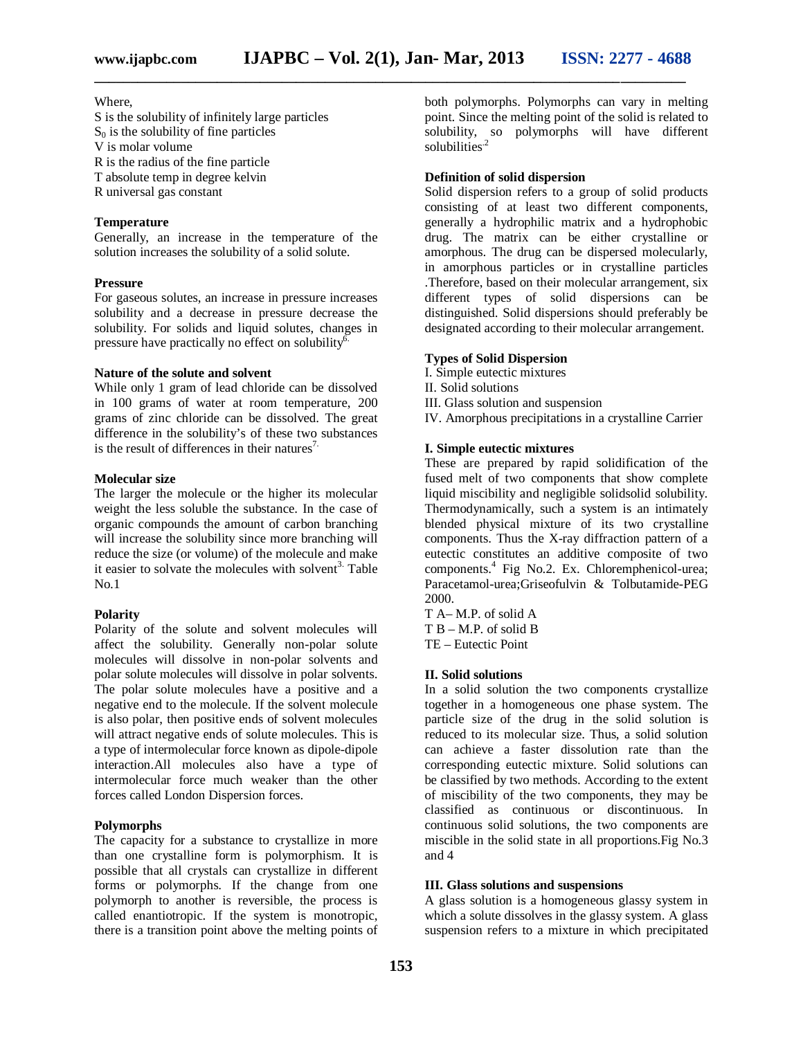Where,
S is the solubility of infinitely large particles
$S_0$ is the solubility of fine particles
V is molar volume
R is the radius of the fine particle
T absolute temp in degree kelvin
R universal gas constant

**Temperature**

Generally, an increase in the temperature of the solution increases the solubility of a solid solute.

**Pressure**

For gaseous solutes, an increase in pressure increases solubility and a decrease in pressure decrease the solubility. For solids and liquid solutes, changes in pressure have practically no effect on solubility[6.]

**Nature of the solute and solvent**

While only 1 gram of lead chloride can be dissolved in 100 grams of water at room temperature, 200 grams of zinc chloride can be dissolved. The great difference in the solubility's of these two substances is the result of differences in their natures[7.]

**Molecular size**

The larger the molecule or the higher its molecular weight the less soluble the substance. In the case of organic compounds the amount of carbon branching will increase the solubility since more branching will reduce the size (or volume) of the molecule and make it easier to solvate the molecules with solvent[3.] Table No.1

**Polarity**

Polarity of the solute and solvent molecules will affect the solubility. Generally non-polar solute molecules will dissolve in non-polar solvents and polar solute molecules will dissolve in polar solvents. The polar solute molecules have a positive and a negative end to the molecule. If the solvent molecule is also polar, then positive ends of solvent molecules will attract negative ends of solute molecules. This is a type of intermolecular force known as dipole-dipole interaction.All molecules also have a type of intermolecular force much weaker than the other forces called London Dispersion forces.

**Polymorphs**

The capacity for a substance to crystallize in more than one crystalline form is polymorphism. It is possible that all crystals can crystallize in different forms or polymorphs. If the change from one polymorph to another is reversible, the process is called enantiotropic. If the system is monotropic, there is a transition point above the melting points of both polymorphs. Polymorphs can vary in melting point. Since the melting point of the solid is related to solubility, so polymorphs will have different solubilities[.2]

**Definition of solid dispersion**

Solid dispersion refers to a group of solid products consisting of at least two different components, generally a hydrophilic matrix and a hydrophobic drug. The matrix can be either crystalline or amorphous. The drug can be dispersed molecularly, in amorphous particles or in crystalline particles .Therefore, based on their molecular arrangement, six different types of solid dispersions can be distinguished. Solid dispersions should preferably be designated according to their molecular arrangement.

**Types of Solid Dispersion**

I. Simple eutectic mixtures
II. Solid solutions
III. Glass solution and suspension
IV. Amorphous precipitations in a crystalline Carrier

**I. Simple eutectic mixtures**

These are prepared by rapid solidification of the fused melt of two components that show complete liquid miscibility and negligible solidsolid solubility. Thermodynamically, such a system is an intimately blended physical mixture of its two crystalline components. Thus the X-ray diffraction pattern of a eutectic constitutes an additive composite of two components.[4] Fig No.2. Ex. Chloremphenicol-urea; Paracetamol-urea;Griseofulvin & Tolbutamide-PEG 2000.

T A– M.P. of solid A
T B – M.P. of solid B
TE – Eutectic Point

**II. Solid solutions**

In a solid solution the two components crystallize together in a homogeneous one phase system. The particle size of the drug in the solid solution is reduced to its molecular size. Thus, a solid solution can achieve a faster dissolution rate than the corresponding eutectic mixture. Solid solutions can be classified by two methods. According to the extent of miscibility of the two components, they may be classified as continuous or discontinuous. In continuous solid solutions, the two components are miscible in the solid state in all proportions.Fig No.3 and 4

**III. Glass solutions and suspensions**

A glass solution is a homogeneous glassy system in which a solute dissolves in the glassy system. A glass suspension refers to a mixture in which precipitated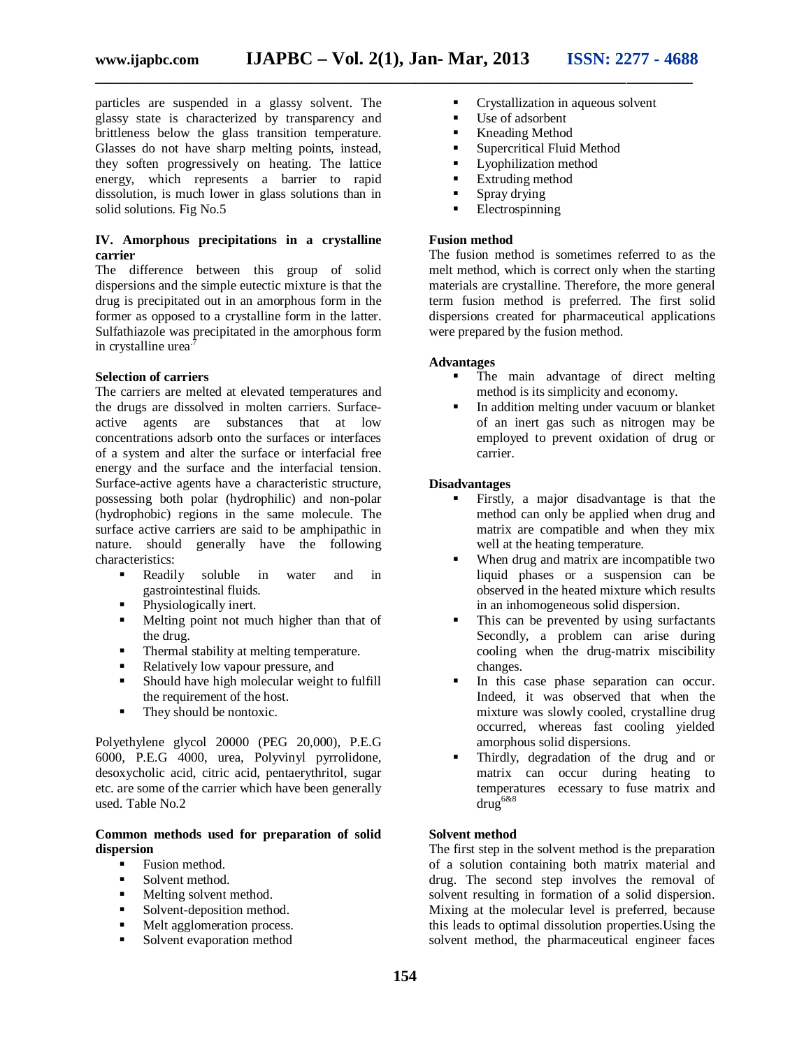particles are suspended in a glassy solvent. The glassy state is characterized by transparency and brittleness below the glass transition temperature. Glasses do not have sharp melting points, instead, they soften progressively on heating. The lattice energy, which represents a barrier to rapid dissolution, is much lower in glass solutions than in solid solutions. Fig No.5

**IV. Amorphous precipitations in a crystalline carrier**

The difference between this group of solid dispersions and the simple eutectic mixture is that the drug is precipitated out in an amorphous form in the former as opposed to a crystalline form in the latter. Sulfathiazole was precipitated in the amorphous form in crystalline urea[7]

**Selection of carriers**

The carriers are melted at elevated temperatures and the drugs are dissolved in molten carriers. Surface-active agents are substances that at low concentrations adsorb onto the surfaces or interfaces of a system and alter the surface or interfacial free energy and the surface and the interfacial tension. Surface-active agents have a characteristic structure, possessing both polar (hydrophilic) and non-polar (hydrophobic) regions in the same molecule. The surface active carriers are said to be amphipathic in nature. should generally have the following characteristics:

- Readily soluble in water and in gastrointestinal fluids.
- Physiologically inert.
- Melting point not much higher than that of the drug.
- Thermal stability at melting temperature.
- Relatively low vapour pressure, and
- Should have high molecular weight to fulfill the requirement of the host.
- They should be nontoxic.

Polyethylene glycol 20000 (PEG 20,000), P.E.G 6000, P.E.G 4000, urea, Polyvinyl pyrrolidone, desoxycholic acid, citric acid, pentaerythritol, sugar etc. are some of the carrier which have been generally used. Table No.2

**Common methods used for preparation of solid dispersion**

- Fusion method.
- Solvent method.
- Melting solvent method.
- Solvent-deposition method.
- Melt agglomeration process.
- Solvent evaporation method
- Crystallization in aqueous solvent
- Use of adsorbent
- Kneading Method
- Supercritical Fluid Method
- Lyophilization method
- Extruding method
- Spray drying
- Electrospinning

**Fusion method**

The fusion method is sometimes referred to as the melt method, which is correct only when the starting materials are crystalline. Therefore, the more general term fusion method is preferred. The first solid dispersions created for pharmaceutical applications were prepared by the fusion method.

**Advantages**

- The main advantage of direct melting method is its simplicity and economy.
- In addition melting under vacuum or blanket of an inert gas such as nitrogen may be employed to prevent oxidation of drug or carrier.

**Disadvantages**

- Firstly, a major disadvantage is that the method can only be applied when drug and matrix are compatible and when they mix well at the heating temperature.
- When drug and matrix are incompatible two liquid phases or a suspension can be observed in the heated mixture which results in an inhomogeneous solid dispersion.
- This can be prevented by using surfactants Secondly, a problem can arise during cooling when the drug-matrix miscibility changes.
- In this case phase separation can occur. Indeed, it was observed that when the mixture was slowly cooled, crystalline drug occurred, whereas fast cooling yielded amorphous solid dispersions.
- Thirdly, degradation of the drug and or matrix can occur during heating to temperatures ecessary to fuse matrix and drug[6&8]

**Solvent method**

The first step in the solvent method is the preparation of a solution containing both matrix material and drug. The second step involves the removal of solvent resulting in formation of a solid dispersion. Mixing at the molecular level is preferred, because this leads to optimal dissolution properties.Using the solvent method, the pharmaceutical engineer faces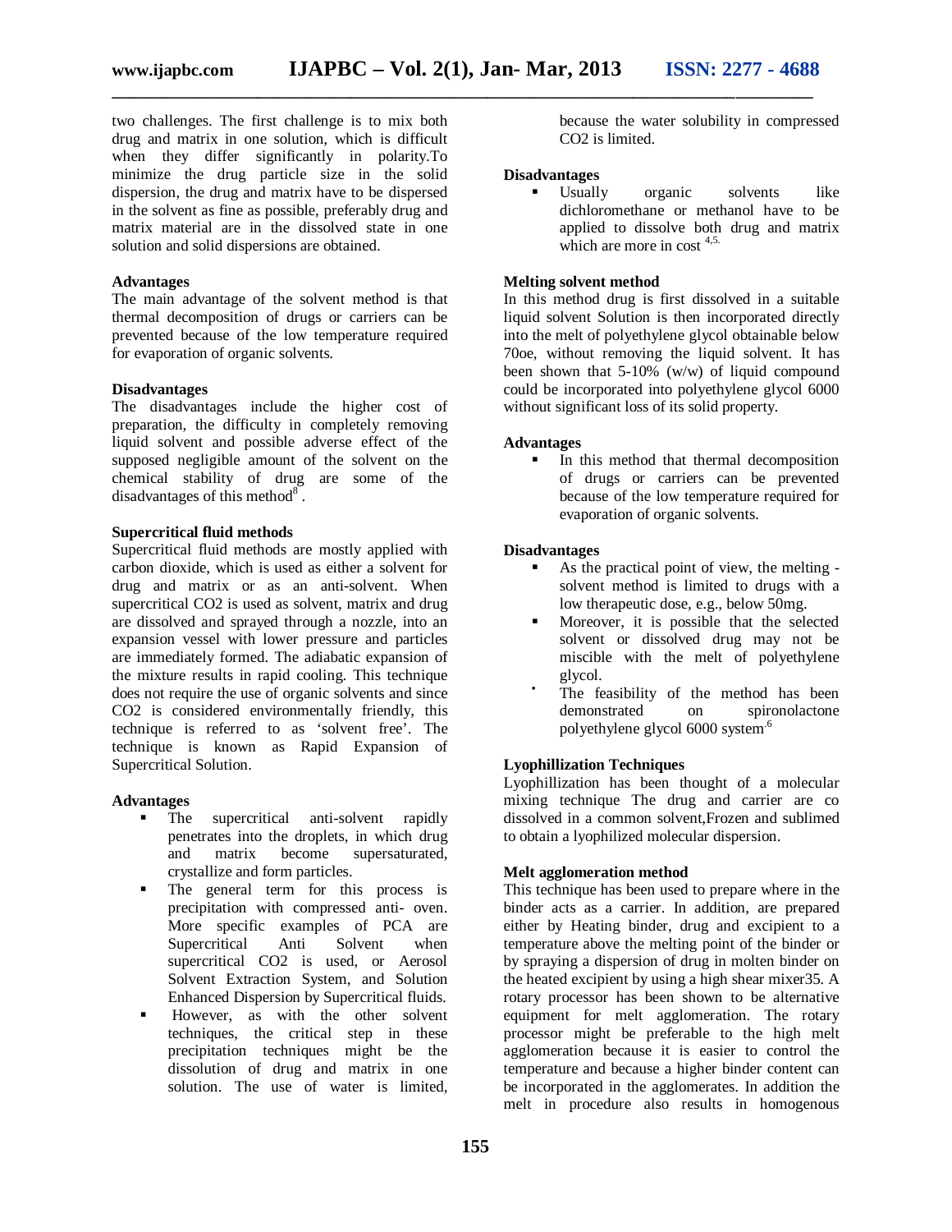two challenges. The first challenge is to mix both drug and matrix in one solution, which is difficult when they differ significantly in polarity.To minimize the drug particle size in the solid dispersion, the drug and matrix have to be dispersed in the solvent as fine as possible, preferably drug and matrix material are in the dissolved state in one solution and solid dispersions are obtained.

**Advantages**

The main advantage of the solvent method is that thermal decomposition of drugs or carriers can be prevented because of the low temperature required for evaporation of organic solvents.

**Disadvantages**

The disadvantages include the higher cost of preparation, the difficulty in completely removing liquid solvent and possible adverse effect of the supposed negligible amount of the solvent on the chemical stability of drug are some of the disadvantages of this method[8] .

**Supercritical fluid methods**

Supercritical fluid methods are mostly applied with carbon dioxide, which is used as either a solvent for drug and matrix or as an anti-solvent. When supercritical $CO_2$ is used as solvent, matrix and drug are dissolved and sprayed through a nozzle, into an expansion vessel with lower pressure and particles are immediately formed. The adiabatic expansion of the mixture results in rapid cooling. This technique does not require the use of organic solvents and since $CO_2$ is considered environmentally friendly, this technique is referred to as 'solvent free'. The technique is known as Rapid Expansion of Supercritical Solution.

**Advantages**

- The supercritical anti-solvent rapidly penetrates into the droplets, in which drug and matrix become supersaturated, crystallize and form particles.
- The general term for this process is precipitation with compressed anti- oven. More specific examples of PCA are Supercritical Anti Solvent when supercritical $CO_2$ is used, or Aerosol Solvent Extraction System, and Solution Enhanced Dispersion by Supercritical fluids.
- However, as with the other solvent techniques, the critical step in these precipitation techniques might be the dissolution of drug and matrix in one solution. The use of water is limited, because the water solubility in compressed $CO_2$ is limited.

**Disadvantages**

- Usually organic solvents like dichloromethane or methanol have to be applied to dissolve both drug and matrix which are more in cost [4,5.]

**Melting solvent method**

In this method drug is first dissolved in a suitable liquid solvent Solution is then incorporated directly into the melt of polyethylene glycol obtainable below 70oe, without removing the liquid solvent. It has been shown that 5-10% (w/w) of liquid compound could be incorporated into polyethylene glycol 6000 without significant loss of its solid property.

**Advantages**

- In this method that thermal decomposition of drugs or carriers can be prevented because of the low temperature required for evaporation of organic solvents.

**Disadvantages**

- As the practical point of view, the melting - solvent method is limited to drugs with a low therapeutic dose, e.g., below 50mg.
- Moreover, it is possible that the selected solvent or dissolved drug may not be miscible with the melt of polyethylene glycol.
- The feasibility of the method has been demonstrated on spironolactone polyethylene glycol 6000 system[.6]

**Lyophillization Techniques**

Lyophillization has been thought of a molecular mixing technique The drug and carrier are co dissolved in a common solvent,Frozen and sublimed to obtain a lyophilized molecular dispersion.

**Melt agglomeration method**

This technique has been used to prepare where in the binder acts as a carrier. In addition, are prepared either by Heating binder, drug and excipient to a temperature above the melting point of the binder or by spraying a dispersion of drug in molten binder on the heated excipient by using a high shear mixer35. A rotary processor has been shown to be alternative equipment for melt agglomeration. The rotary processor might be preferable to the high melt agglomeration because it is easier to control the temperature and because a higher binder content can be incorporated in the agglomerates. In addition the melt in procedure also results in homogenous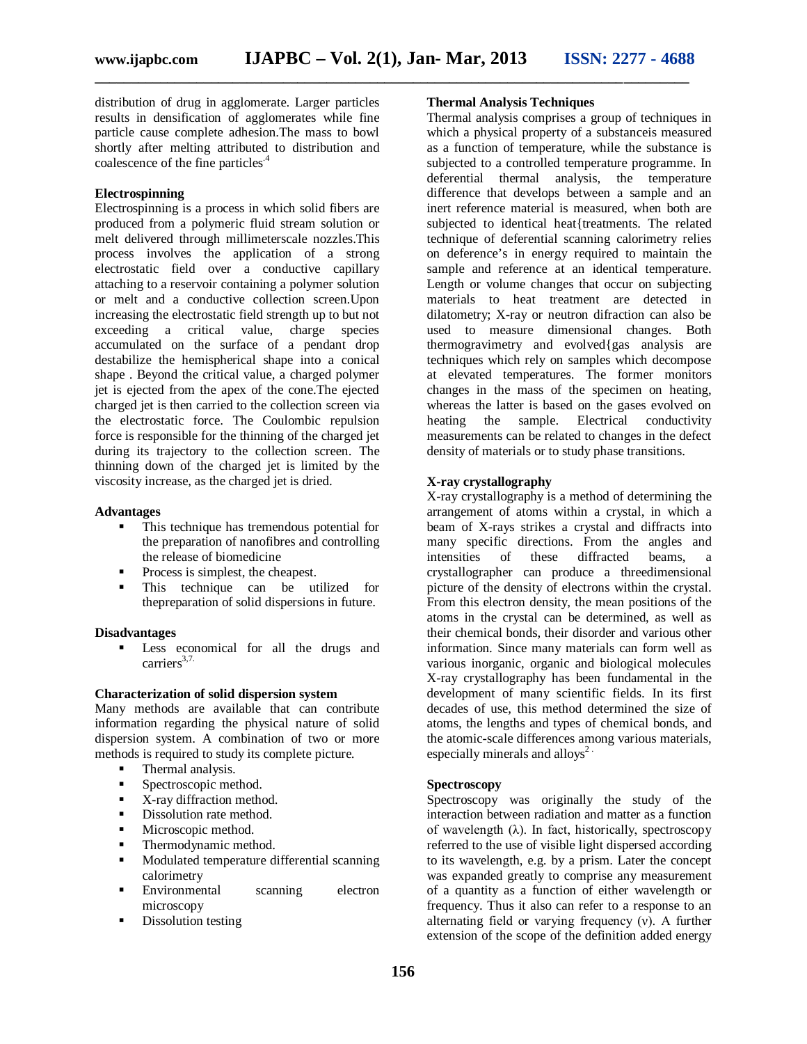distribution of drug in agglomerate. Larger particles results in densification of agglomerates while fine particle cause complete adhesion.The mass to bowl shortly after melting attributed to distribution and coalescence of the fine particles[4]

**Electrospinning**

Electrospinning is a process in which solid fibers are produced from a polymeric fluid stream solution or melt delivered through millimeterscale nozzles.This process involves the application of a strong electrostatic field over a conductive capillary attaching to a reservoir containing a polymer solution or melt and a conductive collection screen.Upon increasing the electrostatic field strength up to but not exceeding a critical value, charge species accumulated on the surface of a pendant drop destabilize the hemispherical shape into a conical shape . Beyond the critical value, a charged polymer jet is ejected from the apex of the cone.The ejected charged jet is then carried to the collection screen via the electrostatic force. The Coulombic repulsion force is responsible for the thinning of the charged jet during its trajectory to the collection screen. The thinning down of the charged jet is limited by the viscosity increase, as the charged jet is dried.

**Advantages**

- This technique has tremendous potential for the preparation of nanofibres and controlling the release of biomedicine
- Process is simplest, the cheapest.
- This technique can be utilized for thepreparation of solid dispersions in future.

**Disadvantages**

- Less economical for all the drugs and carriers[3,7].

**Characterization of solid dispersion system**

Many methods are available that can contribute information regarding the physical nature of solid dispersion system. A combination of two or more methods is required to study its complete picture.

- Thermal analysis.
- Spectroscopic method.
- X-ray diffraction method.
- Dissolution rate method.
- Microscopic method.
- Thermodynamic method.
- Modulated temperature differential scanning calorimetry
- Environmental scanning electron microscopy
- Dissolution testing

**Thermal Analysis Techniques**

Thermal analysis comprises a group of techniques in which a physical property of a substanceis measured as a function of temperature, while the substance is subjected to a controlled temperature programme. In deferential thermal analysis, the temperature difference that develops between a sample and an inert reference material is measured, when both are subjected to identical heat{treatments. The related technique of deferential scanning calorimetry relies on deference's in energy required to maintain the sample and reference at an identical temperature. Length or volume changes that occur on subjecting materials to heat treatment are detected in dilatometry; X-ray or neutron difraction can also be used to measure dimensional changes. Both thermogravimetry and evolved{gas analysis are techniques which rely on samples which decompose at elevated temperatures. The former monitors changes in the mass of the specimen on heating, whereas the latter is based on the gases evolved on heating the sample. Electrical conductivity measurements can be related to changes in the defect density of materials or to study phase transitions.

**X-ray crystallography**

X-ray crystallography is a method of determining the arrangement of atoms within a crystal, in which a beam of X-rays strikes a crystal and diffracts into many specific directions. From the angles and intensities of these diffracted beams, a crystallographer can produce a threedimensional picture of the density of electrons within the crystal. From this electron density, the mean positions of the atoms in the crystal can be determined, as well as their chemical bonds, their disorder and various other information. Since many materials can form well as various inorganic, organic and biological molecules X-ray crystallography has been fundamental in the development of many scientific fields. In its first decades of use, this method determined the size of atoms, the lengths and types of chemical bonds, and the atomic-scale differences among various materials, especially minerals and alloys[2].

**Spectroscopy**

Spectroscopy was originally the study of the interaction between radiation and matter as a function of wavelength (λ). In fact, historically, spectroscopy referred to the use of visible light dispersed according to its wavelength, e.g. by a prism. Later the concept was expanded greatly to comprise any measurement of a quantity as a function of either wavelength or frequency. Thus it also can refer to a response to an alternating field or varying frequency (ν). A further extension of the scope of the definition added energy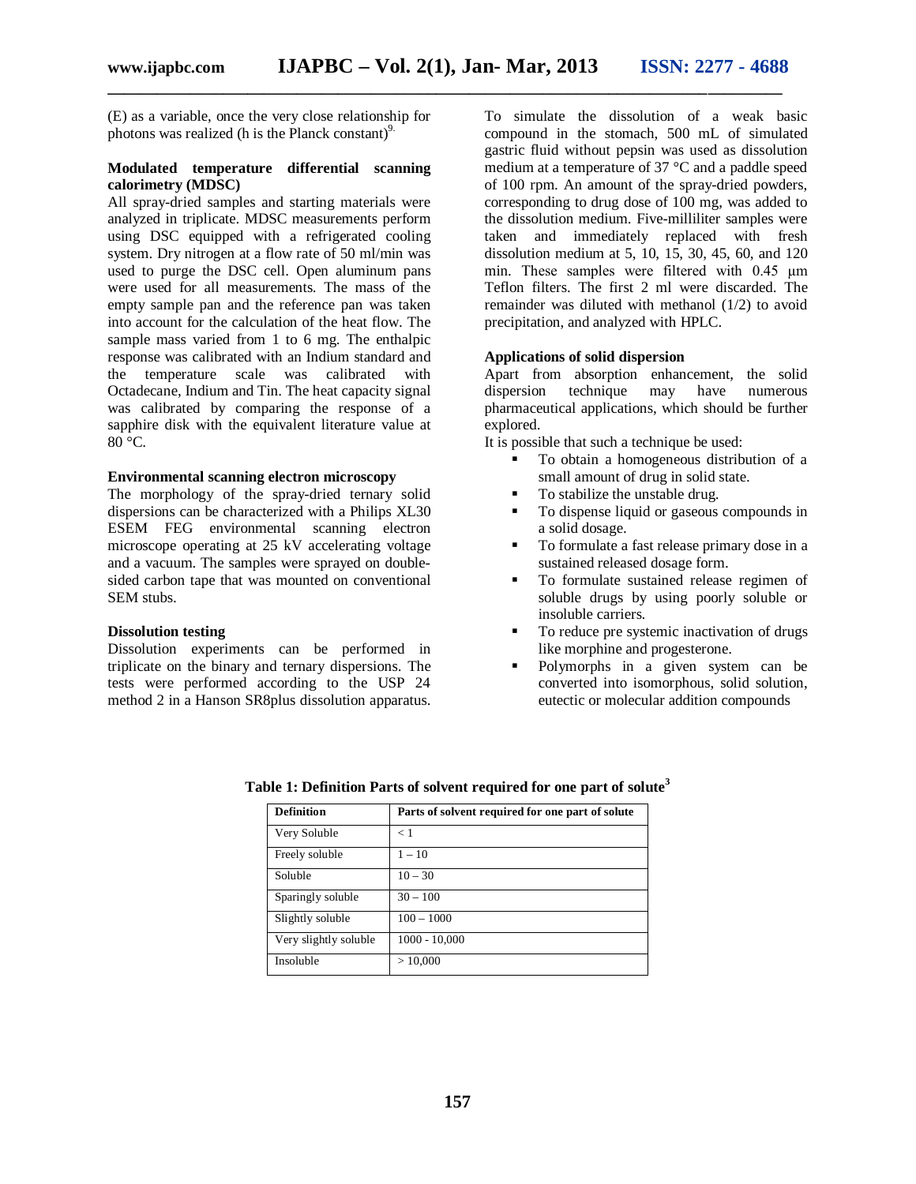(E) as a variable, once the very close relationship for photons was realized (h is the Planck constant)[9.]

### Modulated temperature differential scanning calorimetry (MDSC)

All spray-dried samples and starting materials were analyzed in triplicate. MDSC measurements perform using DSC equipped with a refrigerated cooling system. Dry nitrogen at a flow rate of 50 ml/min was used to purge the DSC cell. Open aluminum pans were used for all measurements. The mass of the empty sample pan and the reference pan was taken into account for the calculation of the heat flow. The sample mass varied from 1 to 6 mg. The enthalpic response was calibrated with an Indium standard and the temperature scale was calibrated with Octadecane, Indium and Tin. The heat capacity signal was calibrated by comparing the response of a sapphire disk with the equivalent literature value at 80 °C.

### Environmental scanning electron microscopy

The morphology of the spray-dried ternary solid dispersions can be characterized with a Philips XL30 ESEM FEG environmental scanning electron microscope operating at 25 kV accelerating voltage and a vacuum. The samples were sprayed on double-sided carbon tape that was mounted on conventional SEM stubs.

### Dissolution testing

Dissolution experiments can be performed in triplicate on the binary and ternary dispersions. The tests were performed according to the USP 24 method 2 in a Hanson SR8plus dissolution apparatus. To simulate the dissolution of a weak basic compound in the stomach, 500 mL of simulated gastric fluid without pepsin was used as dissolution medium at a temperature of 37 °C and a paddle speed of 100 rpm. An amount of the spray-dried powders, corresponding to drug dose of 100 mg, was added to the dissolution medium. Five-milliliter samples were taken and immediately replaced with fresh dissolution medium at 5, 10, 15, 30, 45, 60, and 120 min. These samples were filtered with 0.45 μm Teflon filters. The first 2 ml were discarded. The remainder was diluted with methanol (1/2) to avoid precipitation, and analyzed with HPLC.

### Applications of solid dispersion

Apart from absorption enhancement, the solid dispersion technique may have numerous pharmaceutical applications, which should be further explored.

It is possible that such a technique be used:

- To obtain a homogeneous distribution of a small amount of drug in solid state.
- To stabilize the unstable drug.
- To dispense liquid or gaseous compounds in a solid dosage.
- To formulate a fast release primary dose in a sustained released dosage form.
- To formulate sustained release regimen of soluble drugs by using poorly soluble or insoluble carriers.
- To reduce pre systemic inactivation of drugs like morphine and progesterone.
- Polymorphs in a given system can be converted into isomorphous, solid solution, eutectic or molecular addition compounds

**Table 1: Definition Parts of solvent required for one part of solute[3]**

| Definition | Parts of solvent required for one part of solute |
|---|---|
| Very Soluble | < 1 |
| Freely soluble | 1 – 10 |
| Soluble | 10 – 30 |
| Sparingly soluble | 30 – 100 |
| Slightly soluble | 100 – 1000 |
| Very slightly soluble | 1000 - 10,000 |
| Insoluble | > 10,000 |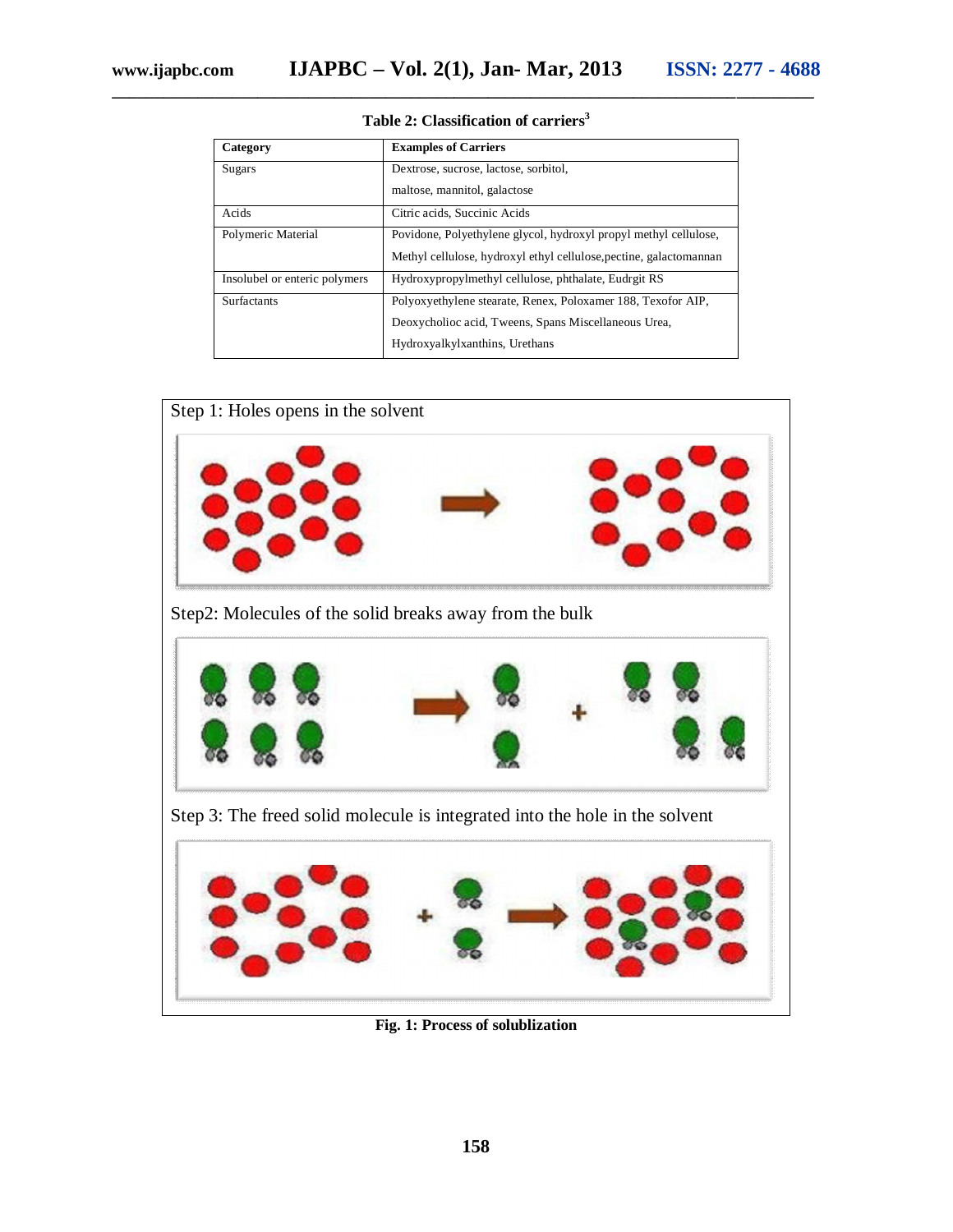**Table 2: Classification of carriers[3]**

| Category | Examples of Carriers |
|---|---|
| Sugars | Dextrose, sucrose, lactose, sorbitol, maltose, mannitol, galactose |
| Acids | Citric acids, Succinic Acids |
| Polymeric Material | Povidone, Polyethylene glycol, hydroxyl propyl methyl cellulose, Methyl cellulose, hydroxyl ethyl cellulose,pectine, galactomannan |
| Insolubel or enteric polymers | Hydroxypropylmethyl cellulose, phthalate, Eudrgit RS |
| Surfactants | Polyoxyethylene stearate, Renex, Poloxamer 188, Texofor AIP, Deoxycholioc acid, Tweens, Spans Miscellaneous Urea, Hydroxyalkylxanthins, Urethans |

Step 1: Holes opens in the solvent

Step2: Molecules of the solid breaks away from the bulk

Step 3: The freed solid molecule is integrated into the hole in the solvent

**Fig. 1: Process of solublization**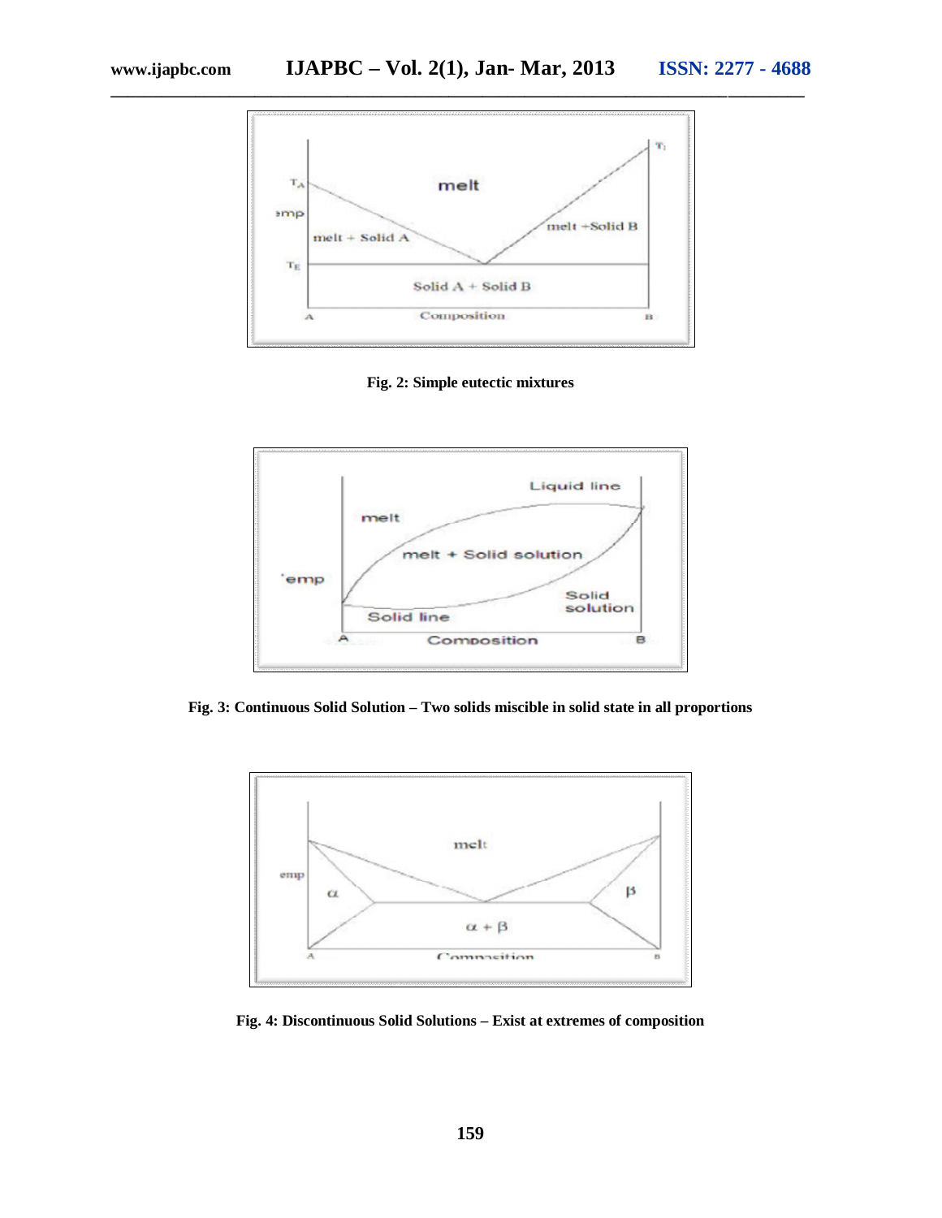Fig. 2: Simple eutectic mixtures

Fig. 3: Continuous Solid Solution – Two solids miscible in solid state in all proportions

Fig. 4: Discontinuous Solid Solutions – Exist at extremes of composition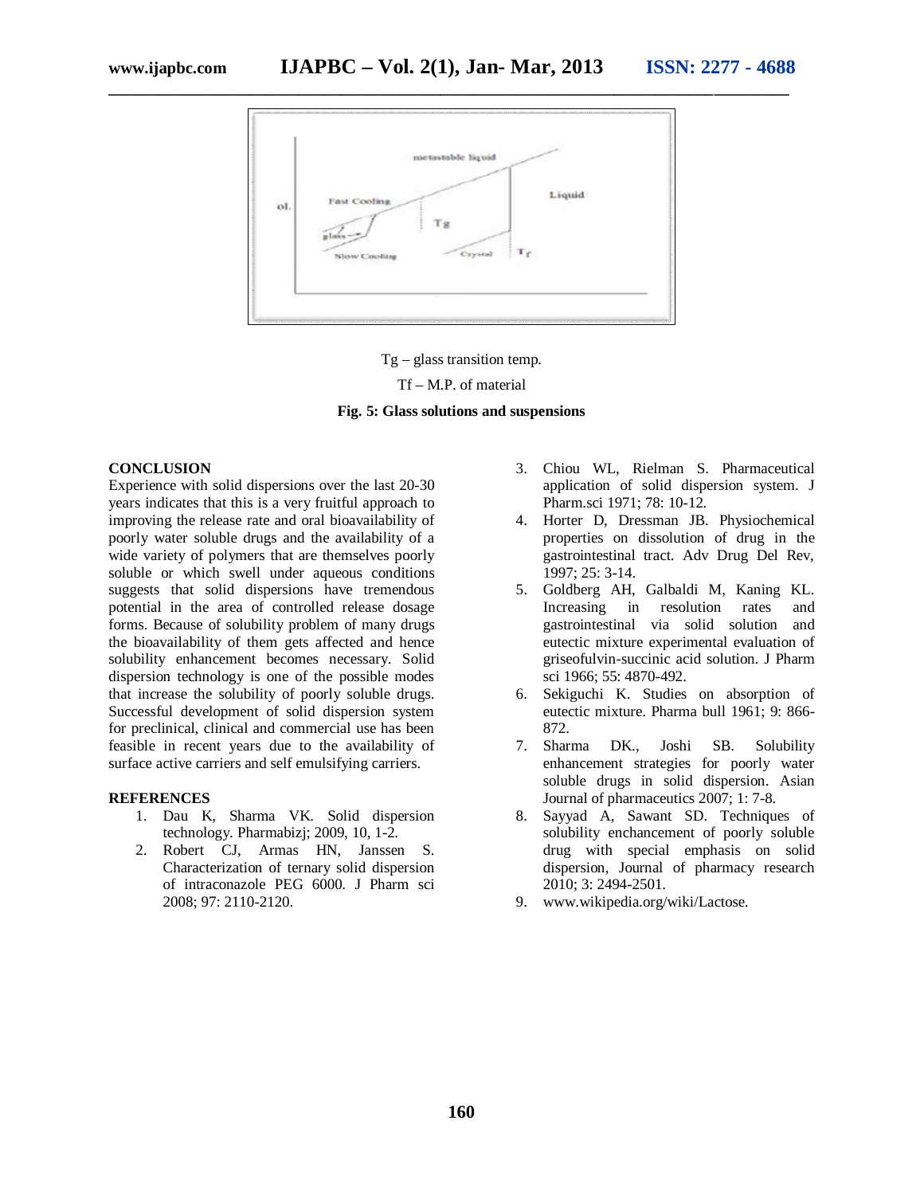metastable liquid

Liquid

ol.

Fast Cooling

Tg

glass

Slow Cooling

Crystal

$T_f$

Tg – glass transition temp.

Tf – M.P. of material

**Fig. 5: Glass solutions and suspensions**

## CONCLUSION

Experience with solid dispersions over the last 20-30 years indicates that this is a very fruitful approach to improving the release rate and oral bioavailability of poorly water soluble drugs and the availability of a wide variety of polymers that are themselves poorly soluble or which swell under aqueous conditions suggests that solid dispersions have tremendous potential in the area of controlled release dosage forms. Because of solubility problem of many drugs the bioavailability of them gets affected and hence solubility enhancement becomes necessary. Solid dispersion technology is one of the possible modes that increase the solubility of poorly soluble drugs. Successful development of solid dispersion system for preclinical, clinical and commercial use has been feasible in recent years due to the availability of surface active carriers and self emulsifying carriers.

## REFERENCES

1. Dau K, Sharma VK. Solid dispersion technology. Pharmabizj; 2009, 10, 1-2.
2. Robert CJ, Armas HN, Janssen S. Characterization of ternary solid dispersion of intraconazole PEG 6000. J Pharm sci 2008; 97: 2110-2120.
3. Chiou WL, Rielman S. Pharmaceutical application of solid dispersion system. J Pharm.sci 1971; 78: 10-12.
4. Horter D, Dressman JB. Physiochemical properties on dissolution of drug in the gastrointestinal tract. Adv Drug Del Rev, 1997; 25: 3-14.
5. Goldberg AH, Galbaldi M, Kaning KL. Increasing in resolution rates and gastrointestinal via solid solution and eutectic mixture experimental evaluation of griseofulvin-succinic acid solution. J Pharm sci 1966; 55: 4870-492.
6. Sekiguchi K. Studies on absorption of eutectic mixture. Pharma bull 1961; 9: 866-872.
7. Sharma DK., Joshi SB. Solubility enhancement strategies for poorly water soluble drugs in solid dispersion. Asian Journal of pharmaceutics 2007; 1: 7-8.
8. Sayyad A, Sawant SD. Techniques of solubility enchancement of poorly soluble drug with special emphasis on solid dispersion, Journal of pharmacy research 2010; 3: 2494-2501.
9. www.wikipedia.org/wiki/Lactose.